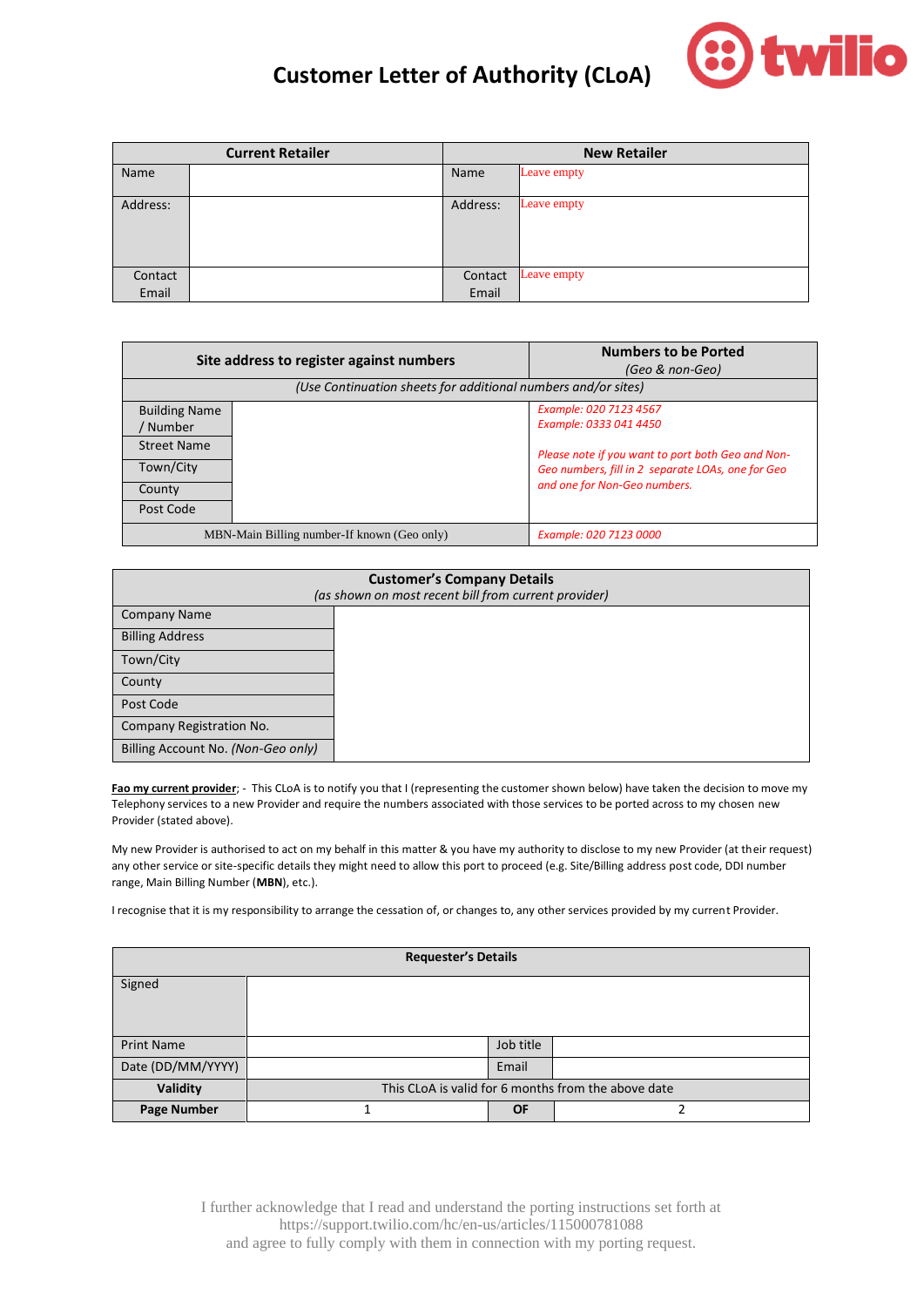# Customer Letter of Authority (CLoA)

| Current Retailer | | New Retailer | |
|---|---|---|---|
| Name | | Name | Leave empty |
| Address: | | Address: | Leave empty |
| Contact Email | | Contact Email | Leave empty |

| Site address to register against numbers | | Numbers to be Ported *(Geo & non-Geo)* |
|---|---|---|
| *(Use Continuation sheets for additional numbers and/or sites)* | | |
| Building Name / Number | | *Example: 020 7123 4567* *Example: 0333 041 4450* *Please note if you want to port both Geo and Non-Geo numbers, fill in 2 separate LOAs, one for Geo and one for Non-Geo numbers.* |
| Street Name | | |
| Town/City | | |
| County | | |
| Post Code | | |
| MBN-Main Billing number-If known (Geo only) | | *Example: 020 7123 0000* |

| Customer's Company Details *(as shown on most recent bill from current provider)* | |
|---|---|
| Company Name | |
| Billing Address | |
| Town/City | |
| County | |
| Post Code | |
| Company Registration No. | |
| Billing Account No. *(Non-Geo only)* | |

**Fao my current provider**; - This CLoA is to notify you that I (representing the customer shown below) have taken the decision to move my Telephony services to a new Provider and require the numbers associated with those services to be ported across to my chosen new Provider (stated above).

My new Provider is authorised to act on my behalf in this matter & you have my authority to disclose to my new Provider (at their request) any other service or site-specific details they might need to allow this port to proceed (e.g. Site/Billing address post code, DDI number range, Main Billing Number (**MBN**), etc.).

I recognise that it is my responsibility to arrange the cessation of, or changes to, any other services provided by my current Provider.

| Requester's Details | | | |
|---|---|---|---|
| Signed | | | |
| Print Name | | Job title | |
| Date (DD/MM/YYYY) | | Email | |
| **Validity** | This CLoA is valid for 6 months from the above date | | |
| **Page Number** | 1 | **OF** | 2 |

I further acknowledge that I read and understand the porting instructions set forth at https://support.twilio.com/hc/en-us/articles/115000781088 and agree to fully comply with them in connection with my porting request.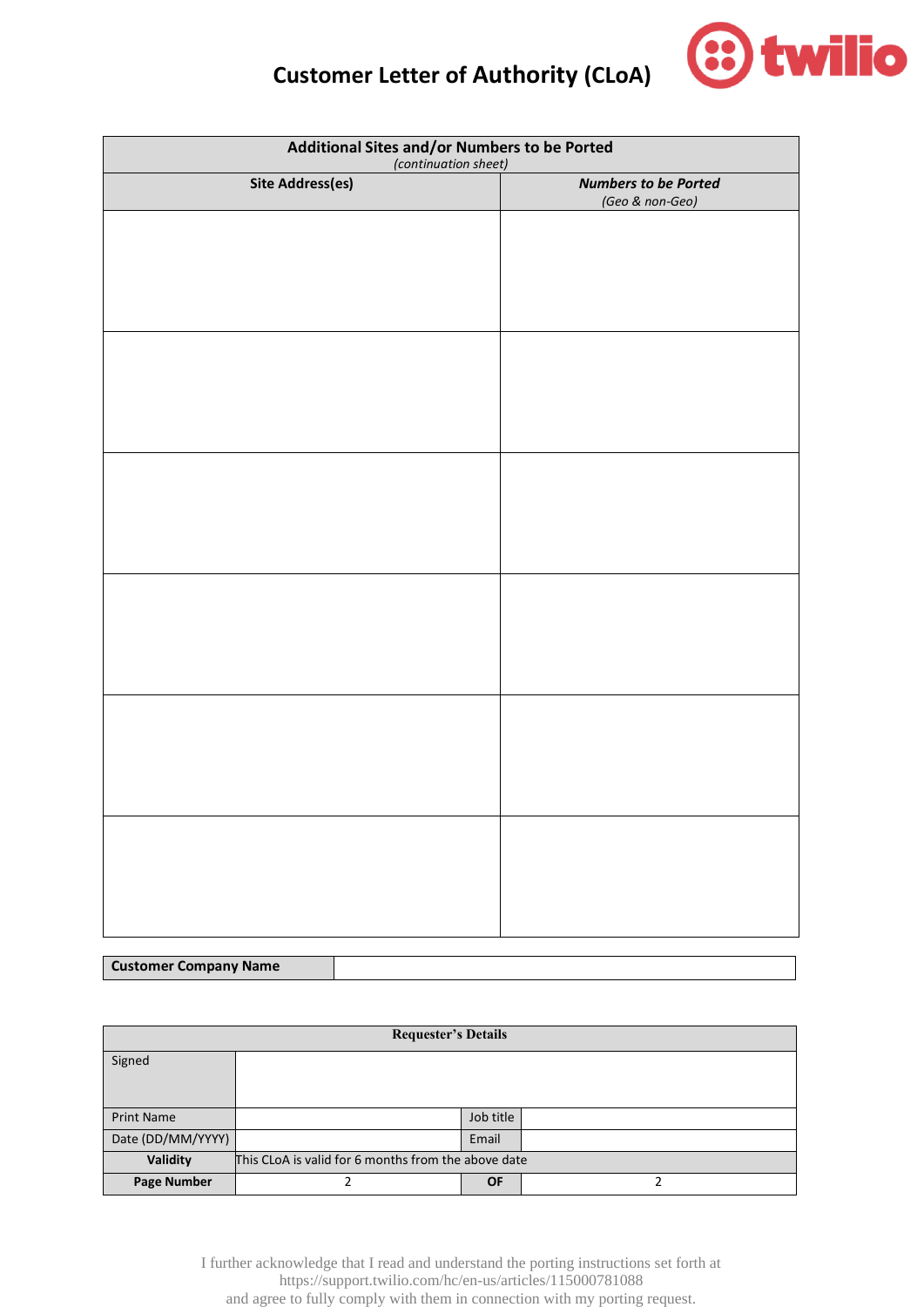# Customer Letter of Authority (CLoA)

| Additional Sites and/or Numbers to be Ported *(continuation sheet)* | |
|---|---|
| **Site Address(es)** | ***Numbers to be Ported*** *(Geo & non-Geo)* |
| | |
| | |
| | |
| | |
| | |
| | |

| **Customer Company Name** | |
|---|---|

| **Requester's Details** | | | |
|---|---|---|---|
| Signed | | | |
| Print Name | | Job title | |
| Date (DD/MM/YYYY) | | Email | |
| **Validity** | This CLoA is valid for 6 months from the above date | | |
| **Page Number** | 2 | **OF** | 2 |

I further acknowledge that I read and understand the porting instructions set forth at https://support.twilio.com/hc/en-us/articles/115000781088 and agree to fully comply with them in connection with my porting request.